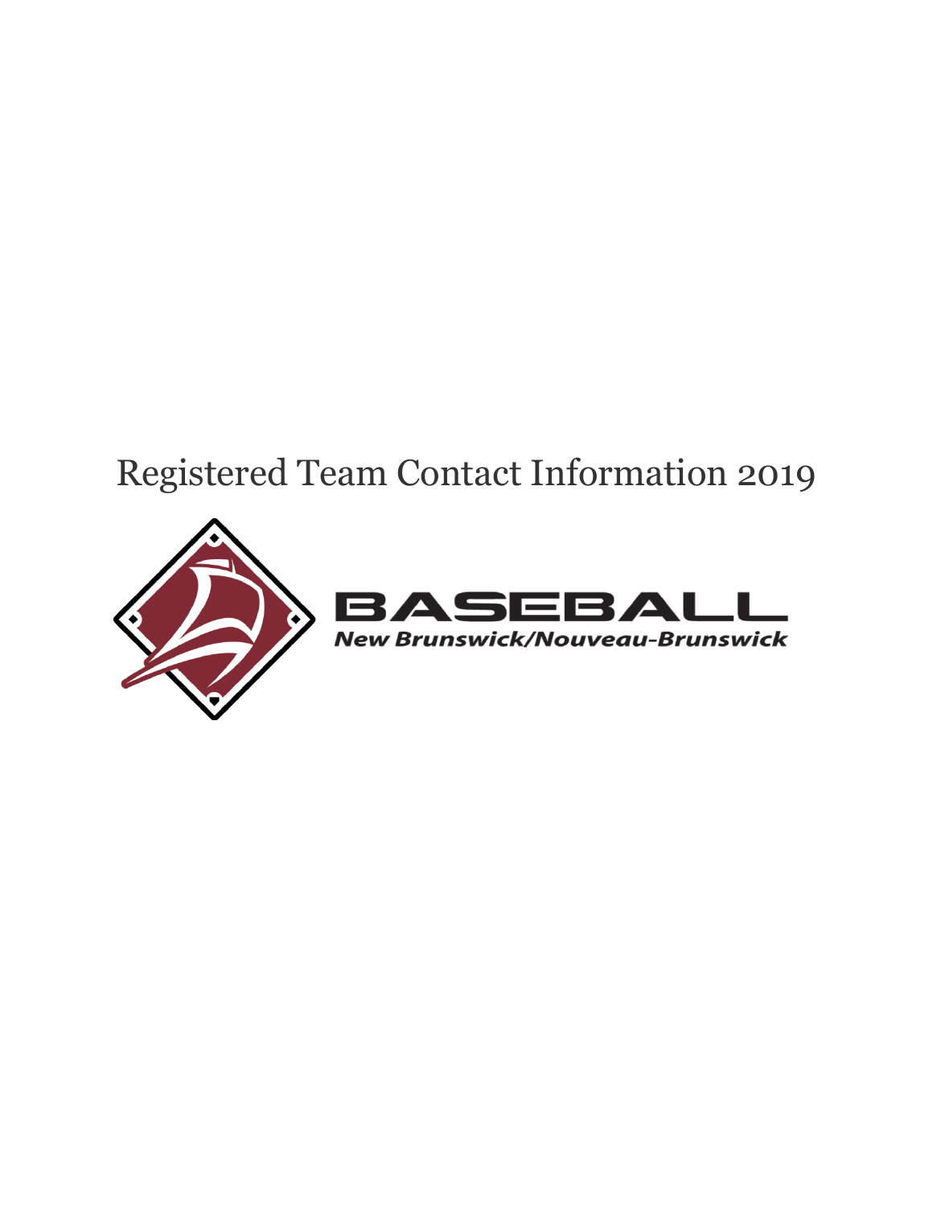# Registered Team Contact Information 2019

BASEBALL

*New Brunswick/Nouveau-Brunswick*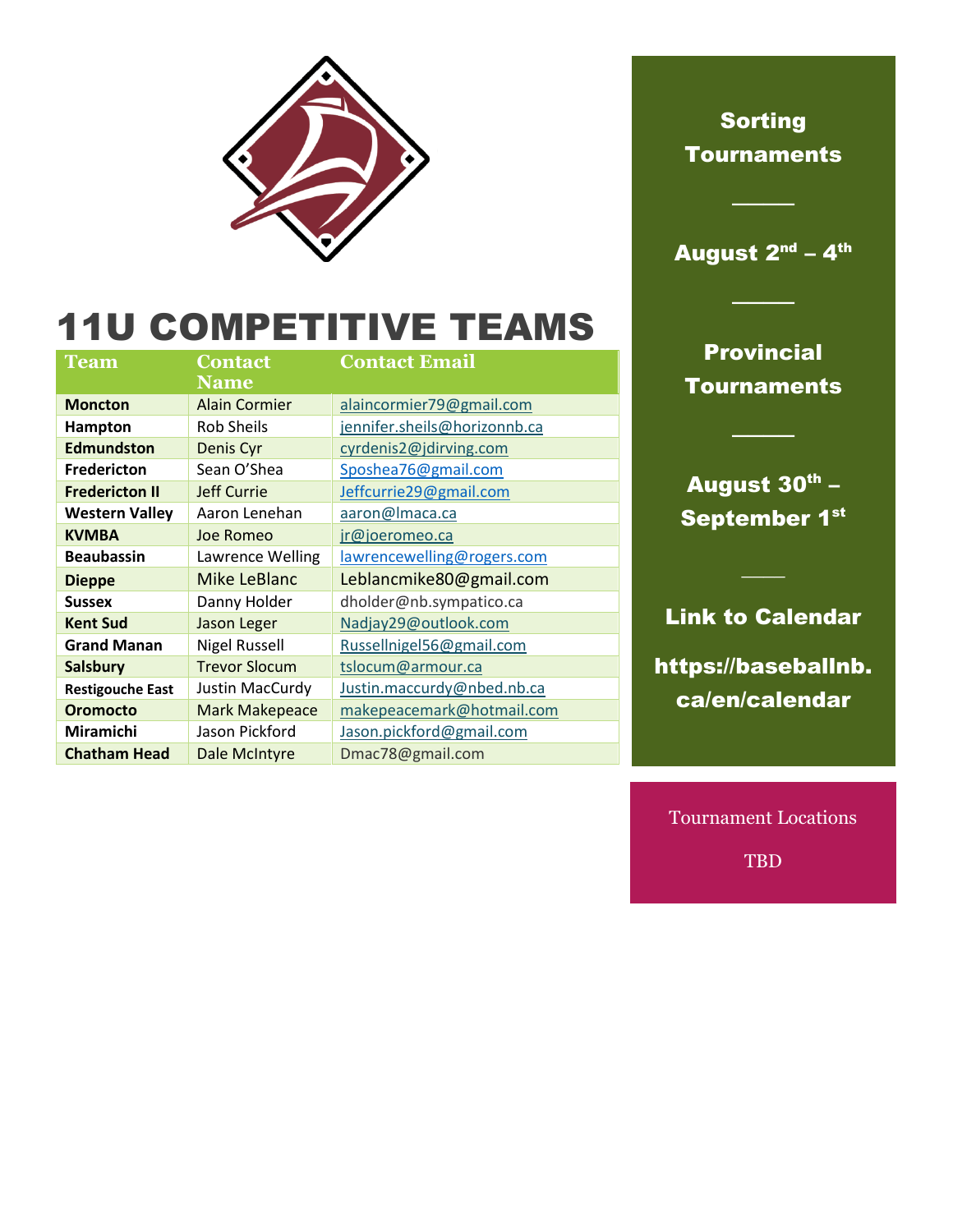# 11U COMPETITIVE TEAMS

| Team | Contact Name | Contact Email |
|---|---|---|
| **Moncton** | Alain Cormier | alaincormier79@gmail.com |
| **Hampton** | Rob Sheils | jennifer.sheils@horizonnb.ca |
| **Edmundston** | Denis Cyr | cyrdenis2@jdirving.com |
| **Fredericton** | Sean O'Shea | Sposhea76@gmail.com |
| **Fredericton II** | Jeff Currie | Jeffcurrie29@gmail.com |
| **Western Valley** | Aaron Lenehan | aaron@lmaca.ca |
| **KVMBA** | Joe Romeo | jr@joeromeo.ca |
| **Beaubassin** | Lawrence Welling | lawrencewelling@rogers.com |
| **Dieppe** | Mike LeBlanc | Leblancmike80@gmail.com |
| **Sussex** | Danny Holder | dholder@nb.sympatico.ca |
| **Kent Sud** | Jason Leger | Nadjay29@outlook.com |
| **Grand Manan** | Nigel Russell | Russellnigel56@gmail.com |
| **Salsbury** | Trevor Slocum | tslocum@armour.ca |
| **Restigouche East** | Justin MacCurdy | Justin.maccurdy@nbed.nb.ca |
| **Oromocto** | Mark Makepeace | makepeacemark@hotmail.com |
| **Miramichi** | Jason Pickford | Jason.pickford@gmail.com |
| **Chatham Head** | Dale McIntyre | Dmac78@gmail.com |

**Sorting Tournaments**

**August 2nd – 4th**

**Provincial Tournaments**

**August 30th – September 1st**

**Link to Calendar**

**https://baseballnb.ca/en/calendar**

Tournament Locations

TBD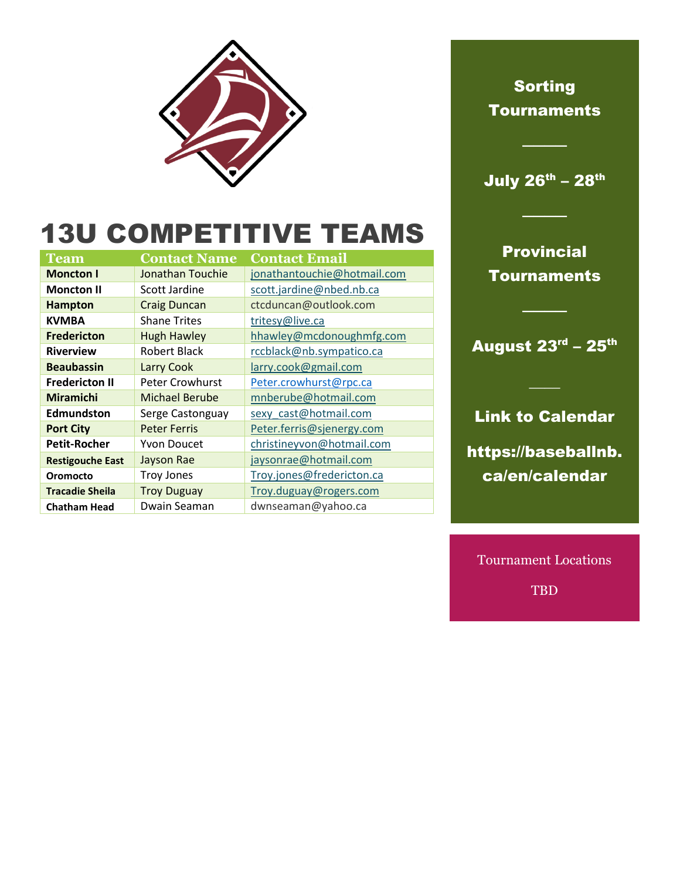# 13U COMPETITIVE TEAMS

| Team | Contact Name | Contact Email |
|---|---|---|
| **Moncton I** | Jonathan Touchie | jonathantouchie@hotmail.com |
| **Moncton II** | Scott Jardine | scott.jardine@nbed.nb.ca |
| **Hampton** | Craig Duncan | ctcduncan@outlook.com |
| **KVMBA** | Shane Trites | tritesy@live.ca |
| **Fredericton** | Hugh Hawley | hhawley@mcdonoughmfg.com |
| **Riverview** | Robert Black | rccblack@nb.sympatico.ca |
| **Beaubassin** | Larry Cook | larry.cook@gmail.com |
| **Fredericton II** | Peter Crowhurst | Peter.crowhurst@rpc.ca |
| **Miramichi** | Michael Berube | mnberube@hotmail.com |
| **Edmundston** | Serge Castonguay | sexy_cast@hotmail.com |
| **Port City** | Peter Ferris | Peter.ferris@sjenergy.com |
| **Petit-Rocher** | Yvon Doucet | christineyvon@hotmail.com |
| **Restigouche East** | Jayson Rae | jaysonrae@hotmail.com |
| **Oromocto** | Troy Jones | Troy.jones@fredericton.ca |
| **Tracadie Sheila** | Troy Duguay | Troy.duguay@rogers.com |
| **Chatham Head** | Dwain Seaman | dwnseaman@yahoo.ca |

**Sorting Tournaments**

---

**July 26th – 28th**

---

**Provincial Tournaments**

---

**August 23rd – 25th**

---

**Link to Calendar**

**https://baseballnb.ca/en/calendar**

Tournament Locations

TBD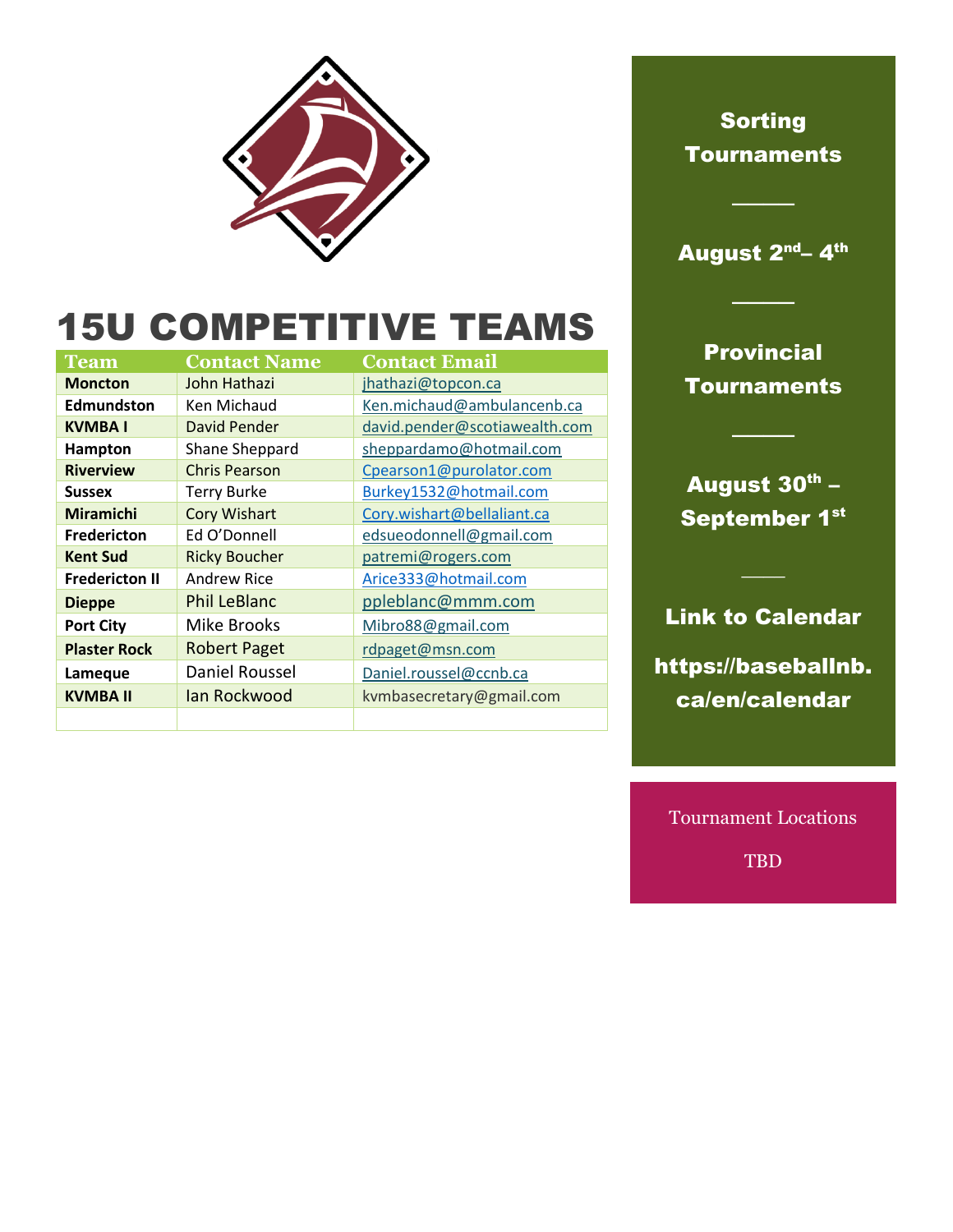# 15U COMPETITIVE TEAMS

| Team | Contact Name | Contact Email |
|---|---|---|
| **Moncton** | John Hathazi | jhathazi@topcon.ca |
| **Edmundston** | Ken Michaud | Ken.michaud@ambulancenb.ca |
| **KVMBA I** | David Pender | david.pender@scotiawealth.com |
| **Hampton** | Shane Sheppard | sheppardamo@hotmail.com |
| **Riverview** | Chris Pearson | Cpearson1@purolator.com |
| **Sussex** | Terry Burke | Burkey1532@hotmail.com |
| **Miramichi** | Cory Wishart | Cory.wishart@bellaliant.ca |
| **Fredericton** | Ed O'Donnell | edsueodonnell@gmail.com |
| **Kent Sud** | Ricky Boucher | patremi@rogers.com |
| **Fredericton II** | Andrew Rice | Arice333@hotmail.com |
| **Dieppe** | Phil LeBlanc | ppleblanc@mmm.com |
| **Port City** | Mike Brooks | Mibro88@gmail.com |
| **Plaster Rock** | Robert Paget | rdpaget@msn.com |
| **Lameque** | Daniel Roussel | Daniel.roussel@ccnb.ca |
| **KVMBA II** | Ian Rockwood | kvmbasecretary@gmail.com |
| | | |

**Sorting Tournaments**

**August 2nd – 4th**

**Provincial Tournaments**

**August 30th – September 1st**

**Link to Calendar**

**https://baseballnb.ca/en/calendar**

Tournament Locations

TBD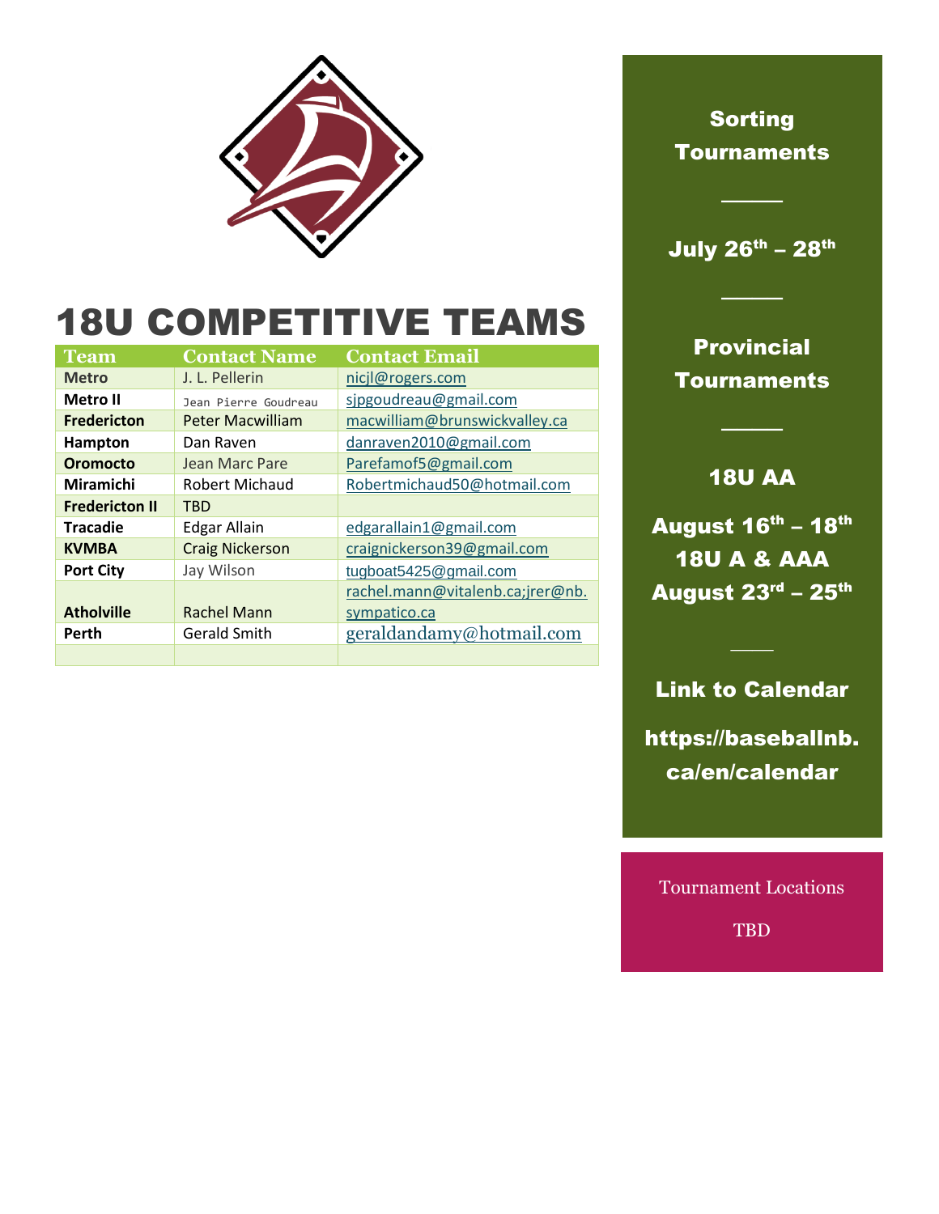# 18U COMPETITIVE TEAMS

| Team | Contact Name | Contact Email |
|---|---|---|
| **Metro** | J. L. Pellerin | nicjl@rogers.com |
| **Metro II** | Jean Pierre Goudreau | sjpgoudreau@gmail.com |
| **Fredericton** | Peter Macwilliam | macwilliam@brunswickvalley.ca |
| **Hampton** | Dan Raven | danraven2010@gmail.com |
| **Oromocto** | Jean Marc Pare | Parefamof5@gmail.com |
| **Miramichi** | Robert Michaud | Robertmichaud50@hotmail.com |
| **Fredericton II** | TBD | |
| **Tracadie** | Edgar Allain | edgarallain1@gmail.com |
| **KVMBA** | Craig Nickerson | craignickerson39@gmail.com |
| **Port City** | Jay Wilson | tugboat5425@gmail.com |
| **Atholville** | Rachel Mann | rachel.mann@vitalenb.ca;jrer@nb.sympatico.ca |
| **Perth** | Gerald Smith | geraldandamy@hotmail.com |
| | | |

**Sorting Tournaments**

**July 26th – 28th**

**Provincial Tournaments**

**18U AA**

**August 16th – 18th**

**18U A & AAA**

**August 23rd – 25th**

**Link to Calendar**

**https://baseballnb.ca/en/calendar**

Tournament Locations

TBD